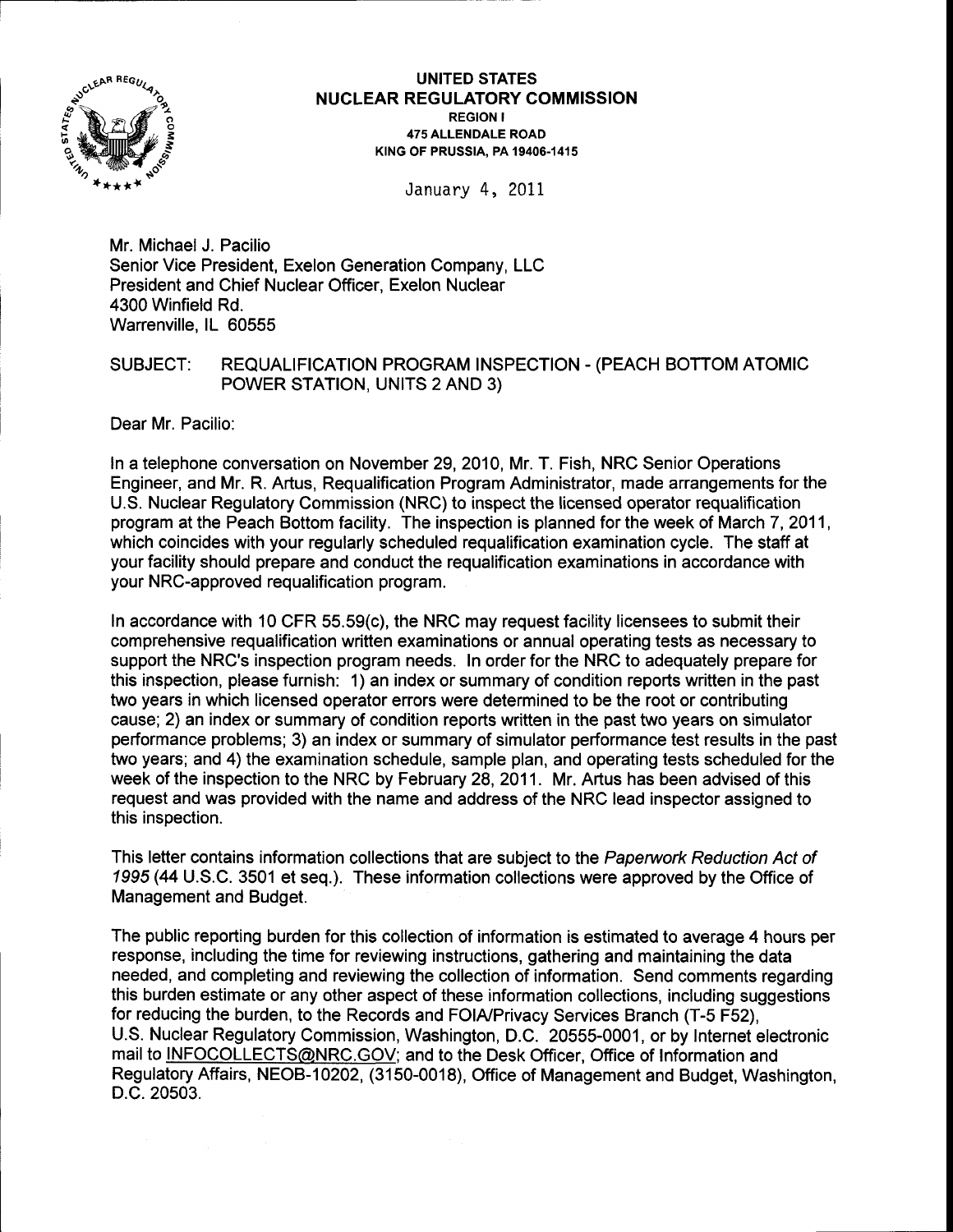**UNITED STATES**
**NUCLEAR REGULATORY COMMISSION**
REGION I
475 ALLENDALE ROAD
KING OF PRUSSIA, PA 19406-1415

January 4, 2011

Mr. Michael J. Pacilio
Senior Vice President, Exelon Generation Company, LLC
President and Chief Nuclear Officer, Exelon Nuclear
4300 Winfield Rd.
Warrenville, IL 60555

SUBJECT: REQUALIFICATION PROGRAM INSPECTION - (PEACH BOTTOM ATOMIC POWER STATION, UNITS 2 AND 3)

Dear Mr. Pacilio:

In a telephone conversation on November 29, 2010, Mr. T. Fish, NRC Senior Operations Engineer, and Mr. R. Artus, Requalification Program Administrator, made arrangements for the U.S. Nuclear Regulatory Commission (NRC) to inspect the licensed operator requalification program at the Peach Bottom facility. The inspection is planned for the week of March 7, 2011, which coincides with your regularly scheduled requalification examination cycle. The staff at your facility should prepare and conduct the requalification examinations in accordance with your NRC-approved requalification program.

In accordance with 10 CFR 55.59(c), the NRC may request facility licensees to submit their comprehensive requalification written examinations or annual operating tests as necessary to support the NRC's inspection program needs. In order for the NRC to adequately prepare for this inspection, please furnish: 1) an index or summary of condition reports written in the past two years in which licensed operator errors were determined to be the root or contributing cause; 2) an index or summary of condition reports written in the past two years on simulator performance problems; 3) an index or summary of simulator performance test results in the past two years; and 4) the examination schedule, sample plan, and operating tests scheduled for the week of the inspection to the NRC by February 28, 2011. Mr. Artus has been advised of this request and was provided with the name and address of the NRC lead inspector assigned to this inspection.

This letter contains information collections that are subject to the *Paperwork Reduction Act of 1995* (44 U.S.C. 3501 et seq.). These information collections were approved by the Office of Management and Budget.

The public reporting burden for this collection of information is estimated to average 4 hours per response, including the time for reviewing instructions, gathering and maintaining the data needed, and completing and reviewing the collection of information. Send comments regarding this burden estimate or any other aspect of these information collections, including suggestions for reducing the burden, to the Records and FOIA/Privacy Services Branch (T-5 F52), U.S. Nuclear Regulatory Commission, Washington, D.C. 20555-0001, or by Internet electronic mail to INFOCOLLECTS@NRC.GOV; and to the Desk Officer, Office of Information and Regulatory Affairs, NEOB-10202, (3150-0018), Office of Management and Budget, Washington, D.C. 20503.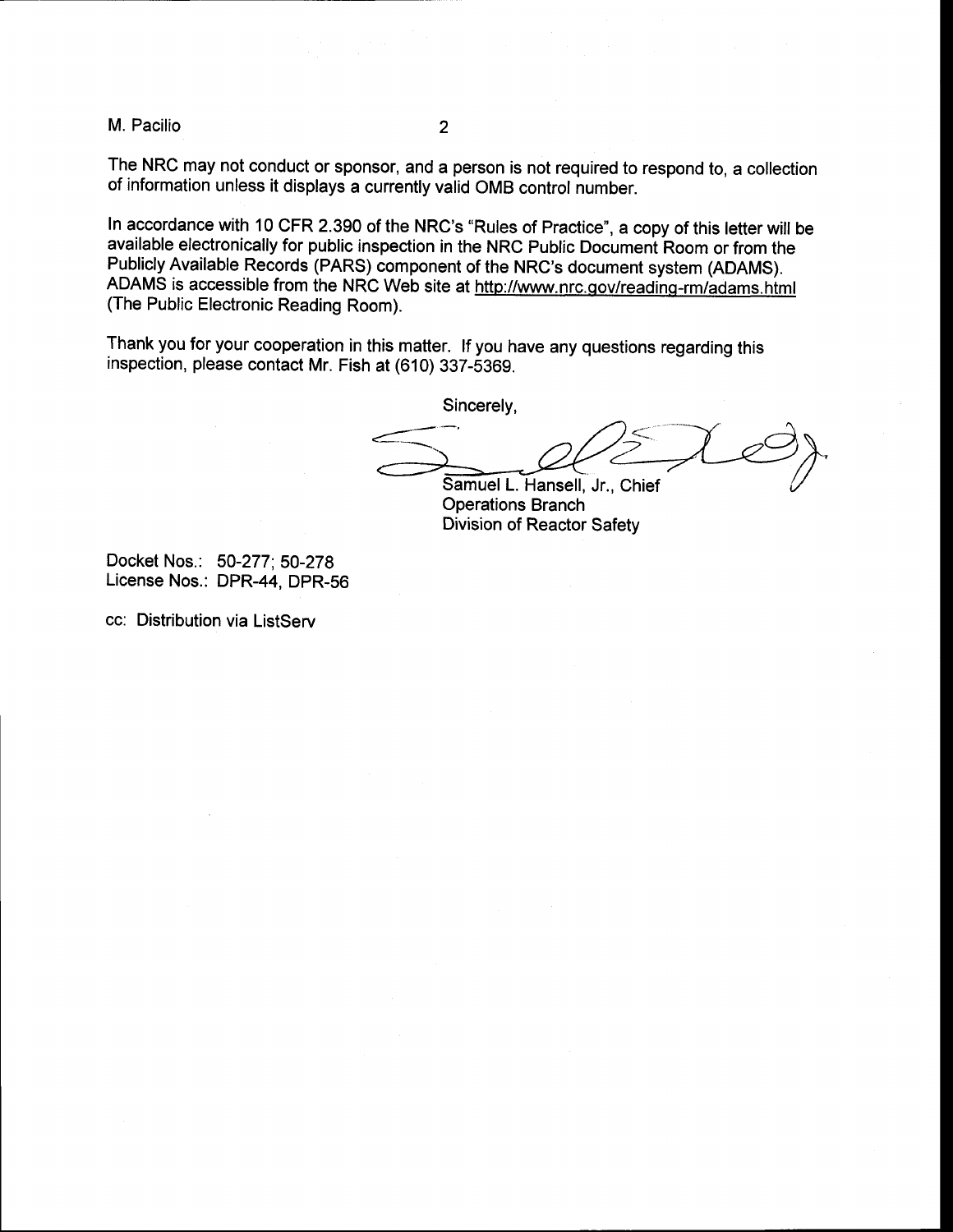The NRC may not conduct or sponsor, and a person is not required to respond to, a collection of information unless it displays a currently valid OMB control number.

In accordance with 10 CFR 2.390 of the NRC's "Rules of Practice", a copy of this letter will be available electronically for public inspection in the NRC Public Document Room or from the Publicly Available Records (PARS) component of the NRC's document system (ADAMS). ADAMS is accessible from the NRC Web site at http://www.nrc.gov/reading-rm/adams.html (The Public Electronic Reading Room).

Thank you for your cooperation in this matter. If you have any questions regarding this inspection, please contact Mr. Fish at (610) 337-5369.

Sincerely,

Samuel L. Hansell, Jr., Chief
Operations Branch
Division of Reactor Safety

Docket Nos.: 50-277; 50-278
License Nos.: DPR-44, DPR-56

cc: Distribution via ListServ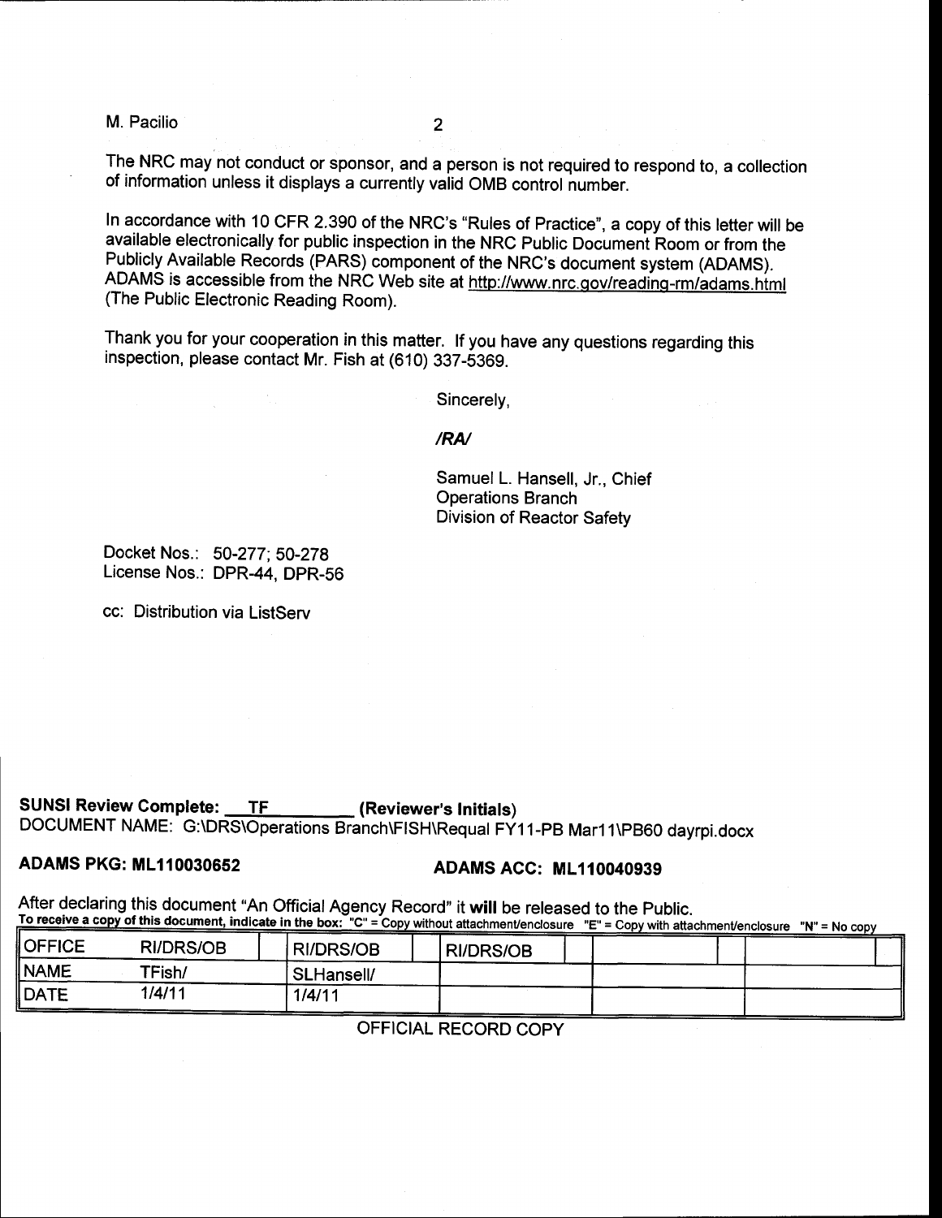M. Pacilio

The NRC may not conduct or sponsor, and a person is not required to respond to, a collection of information unless it displays a currently valid OMB control number.

In accordance with 10 CFR 2.390 of the NRC's "Rules of Practice", a copy of this letter will be available electronically for public inspection in the NRC Public Document Room or from the Publicly Available Records (PARS) component of the NRC's document system (ADAMS). ADAMS is accessible from the NRC Web site at http://www.nrc.gov/reading-rm/adams.html (The Public Electronic Reading Room).

Thank you for your cooperation in this matter. If you have any questions regarding this inspection, please contact Mr. Fish at (610) 337-5369.

Sincerely,

*/RA/*

Samuel L. Hansell, Jr., Chief
Operations Branch
Division of Reactor Safety

Docket Nos.: 50-277; 50-278
License Nos.: DPR-44, DPR-56

cc: Distribution via ListServ

**SUNSI Review Complete:** TF **(Reviewer's Initials)**
DOCUMENT NAME: G:\DRS\Operations Branch\FISH\Requal FY11-PB Mar11\PB60 dayrpi.docx

**ADAMS PKG: ML110030652** **ADAMS ACC: ML110040939**

After declaring this document "An Official Agency Record" it **will** be released to the Public.
**To receive a copy of this document, indicate in the box: "C" = Copy without attachment/enclosure "E" = Copy with attachment/enclosure "N" = No copy**

| OFFICE | RI/DRS/OB | RI/DRS/OB | RI/DRS/OB | | |
|---|---|---|---|---|---|
| NAME | TFish/ | SLHansell/ | | | |
| DATE | 1/4/11 | 1/4/11 | | | |

OFFICIAL RECORD COPY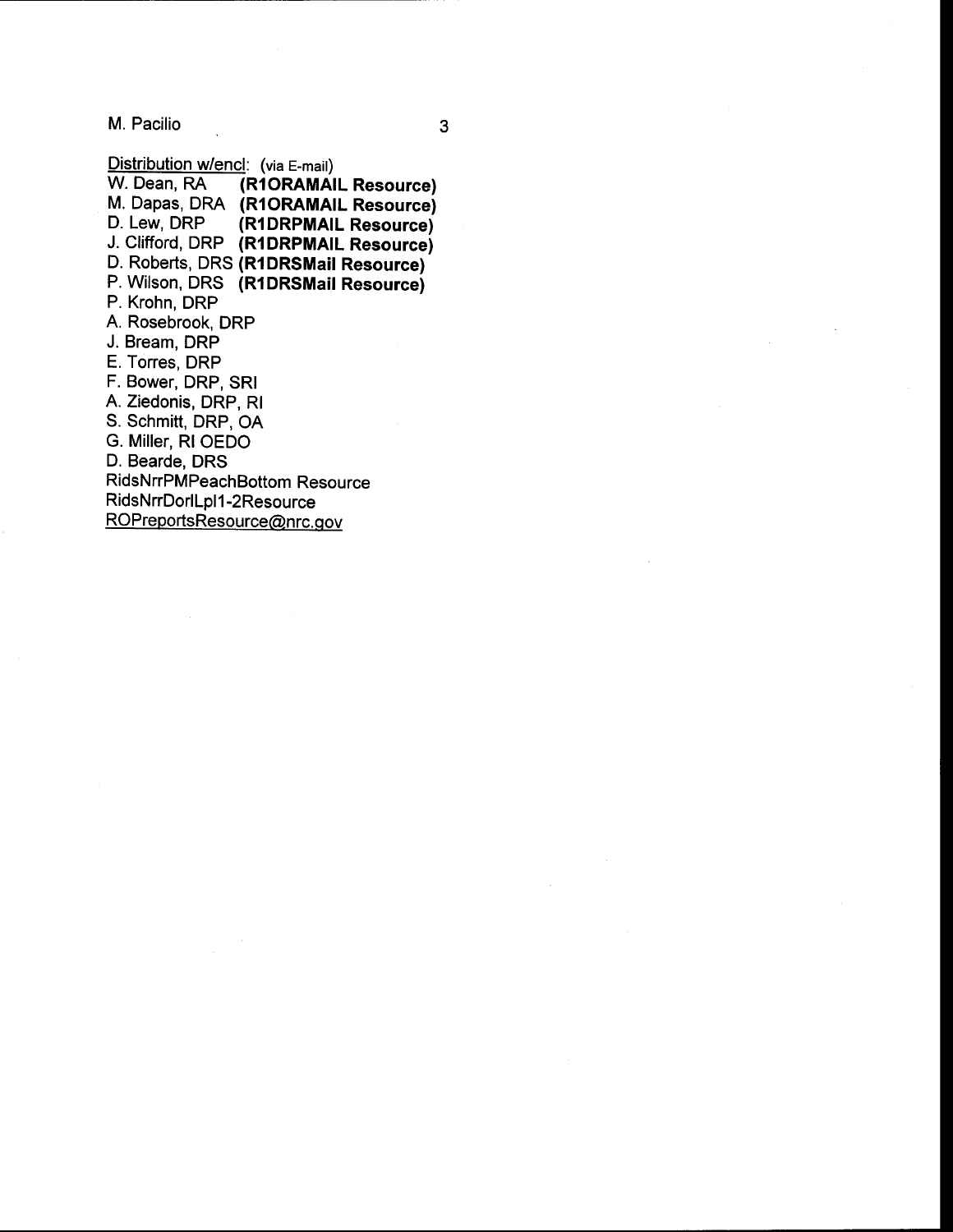Distribution w/encl: (via E-mail)
W. Dean, RA **(R1ORAMAIL Resource)**
M. Dapas, DRA **(R1ORAMAIL Resource)**
D. Lew, DRP **(R1DRPMAIL Resource)**
J. Clifford, DRP **(R1DRPMAIL Resource)**
D. Roberts, DRS **(R1DRSMail Resource)**
P. Wilson, DRS **(R1DRSMail Resource)**
P. Krohn, DRP
A. Rosebrook, DRP
J. Bream, DRP
E. Torres, DRP
F. Bower, DRP, SRI
A. Ziedonis, DRP, RI
S. Schmitt, DRP, OA
G. Miller, RI OEDO
D. Bearde, DRS
RidsNrrPMPeachBottom Resource
RidsNrrDorlLpl1-2Resource
ROPreportsResource@nrc.gov